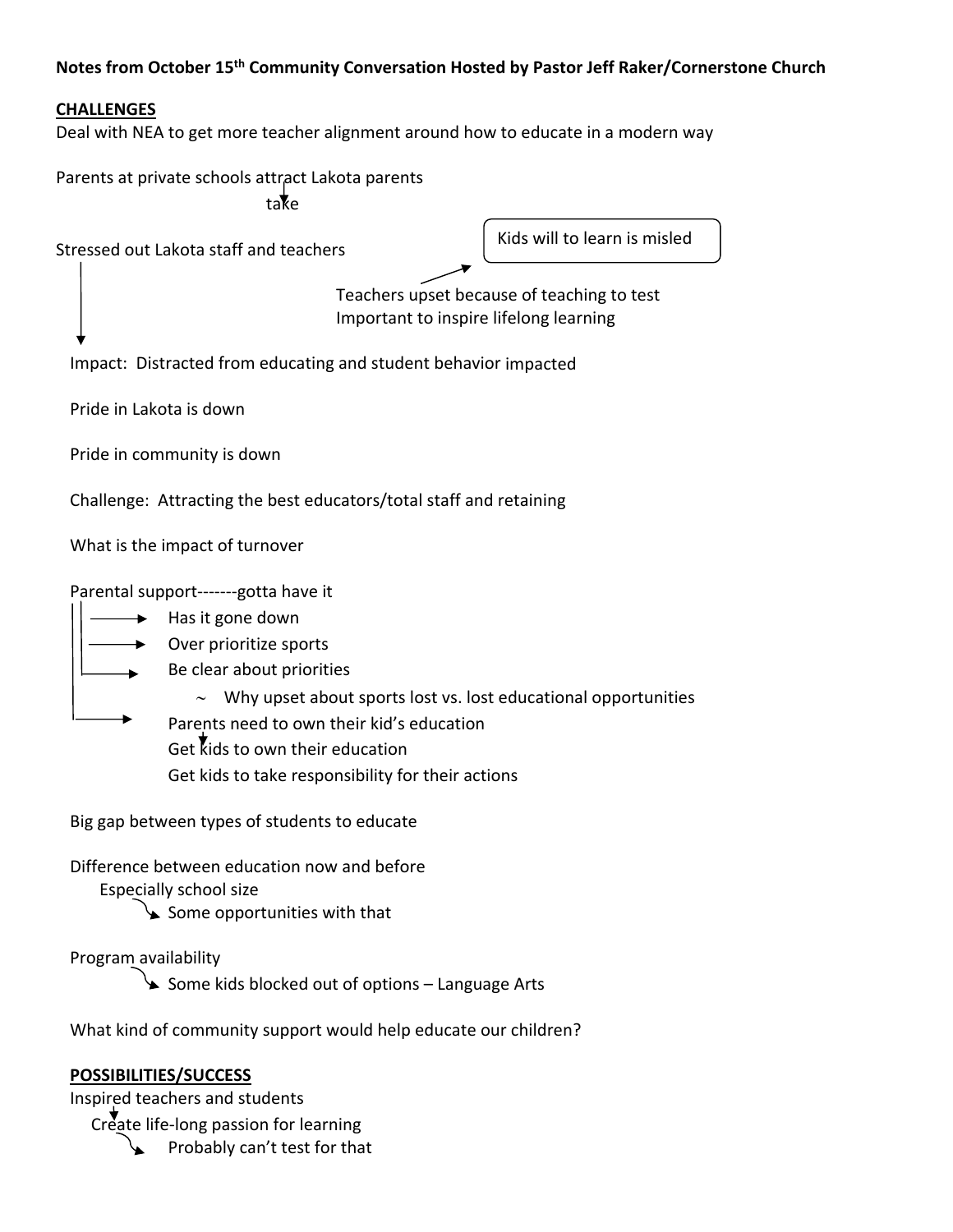**Notes from October 15th Community Conversation Hosted by Pastor Jeff Raker/Cornerstone Church**

**CHALLENGES**

Deal with NEA to get more teacher alignment around how to educate in a modern way

Parents at private schools attract Lakota parents
↓
take

Stressed out Lakota staff and teachers

> Kids will to learn is misled

Teachers upset because of teaching to test
Important to inspire lifelong learning

↓

Impact: Distracted from educating and student behavior impacted

Pride in Lakota is down

Pride in community is down

Challenge: Attracting the best educators/total staff and retaining

What is the impact of turnover

Parental support-------gotta have it

- → Has it gone down
- → Over prioritize sports
- → Be clear about priorities
  - ~ Why upset about sports lost vs. lost educational opportunities
- → Parents need to own their kid's education
  ↓
  Get kids to own their education
  Get kids to take responsibility for their actions

Big gap between types of students to educate

Difference between education now and before
- Especially school size
  - ↘ Some opportunities with that

Program availability
- ↘ Some kids blocked out of options – Language Arts

What kind of community support would help educate our children?

**POSSIBILITIES/SUCCESS**

Inspired teachers and students
↓
Create life-long passion for learning
- ↘ Probably can't test for that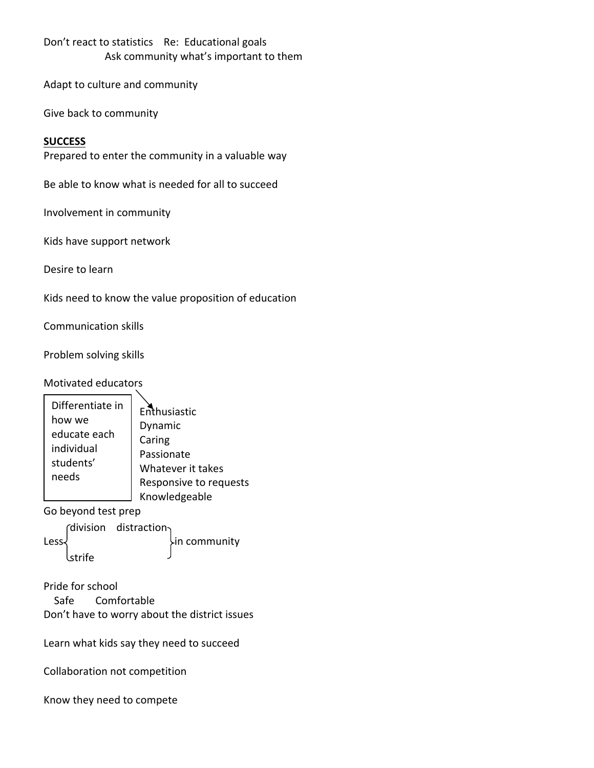Don't react to statistics Re: Educational goals

Ask community what's important to them

Adapt to culture and community

Give back to community

**<u>SUCCESS</u>**

Prepared to enter the community in a valuable way

Be able to know what is needed for all to succeed

Involvement in community

Kids have support network

Desire to learn

Kids need to know the value proposition of education

Communication skills

Problem solving skills

Motivated educators

- Enthusiastic
- Dynamic
- Caring
- Passionate
- Whatever it takes
- Responsive to requests
- Knowledgeable

Differentiate in how we educate each individual students' needs

Go beyond test prep

Less division, distraction, strife in community

Pride for school

Safe Comfortable

Don't have to worry about the district issues

Learn what kids say they need to succeed

Collaboration not competition

Know they need to compete